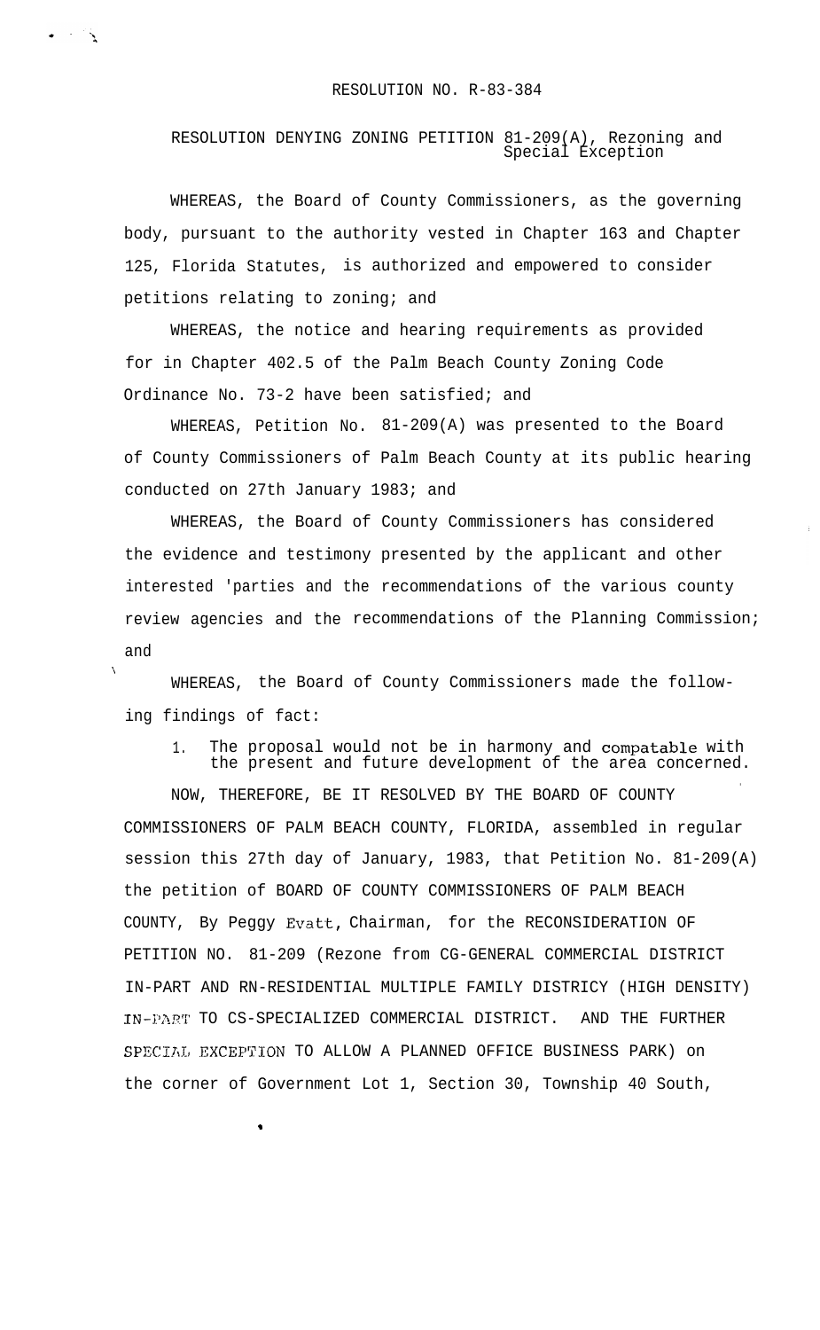RESOLUTION NO. R-83-384

RESOLUTION DENYING ZONING PETITION 81-209(A), Rezoning and Special Exception

WHEREAS, the Board of County Commissioners, as the governing body, pursuant to the authority vested in Chapter 163 and Chapter 125, Florida Statutes, is authorized and empowered to consider petitions relating to zoning; and

WHEREAS, the notice and hearing requirements as provided for in Chapter 402.5 of the Palm Beach County Zoning Code Ordinance No. 73-2 have been satisfied; and

WHEREAS, Petition No. 81-209(A) was presented to the Board of County Commissioners of Palm Beach County at its public hearing conducted on 27th January 1983; and

WHEREAS, the Board of County Commissioners has considered the evidence and testimony presented by the applicant and other interested 'parties and the recommendations of the various county review agencies and the recommendations of the Planning Commission; and

WHEREAS, the Board of County Commissioners made the following findings of fact:

1. The proposal would not be in harmony and compatable with the present and future development of the area concerned.

NOW, THEREFORE, BE IT RESOLVED BY THE BOARD OF COUNTY COMMISSIONERS OF PALM BEACH COUNTY, FLORIDA, assembled in regular session this 27th day of January, 1983, that Petition No. 81-209(A) the petition of BOARD OF COUNTY COMMISSIONERS OF PALM BEACH COUNTY, By Peggy Evatt, Chairman, for the RECONSIDERATION OF PETITION NO. 81-209 (Rezone from CG-GENERAL COMMERCIAL DISTRICT IN-PART AND RN-RESIDENTIAL MULTIPLE FAMILY DISTRICY (HIGH DENSITY) IN-PART TO CS-SPECIALIZED COMMERCIAL DISTRICT. AND THE FURTHER SPECIAL EXCEPTION TO ALLOW A PLANNED OFFICE BUSINESS PARK) on the corner of Government Lot 1, Section 30, Township 40 South,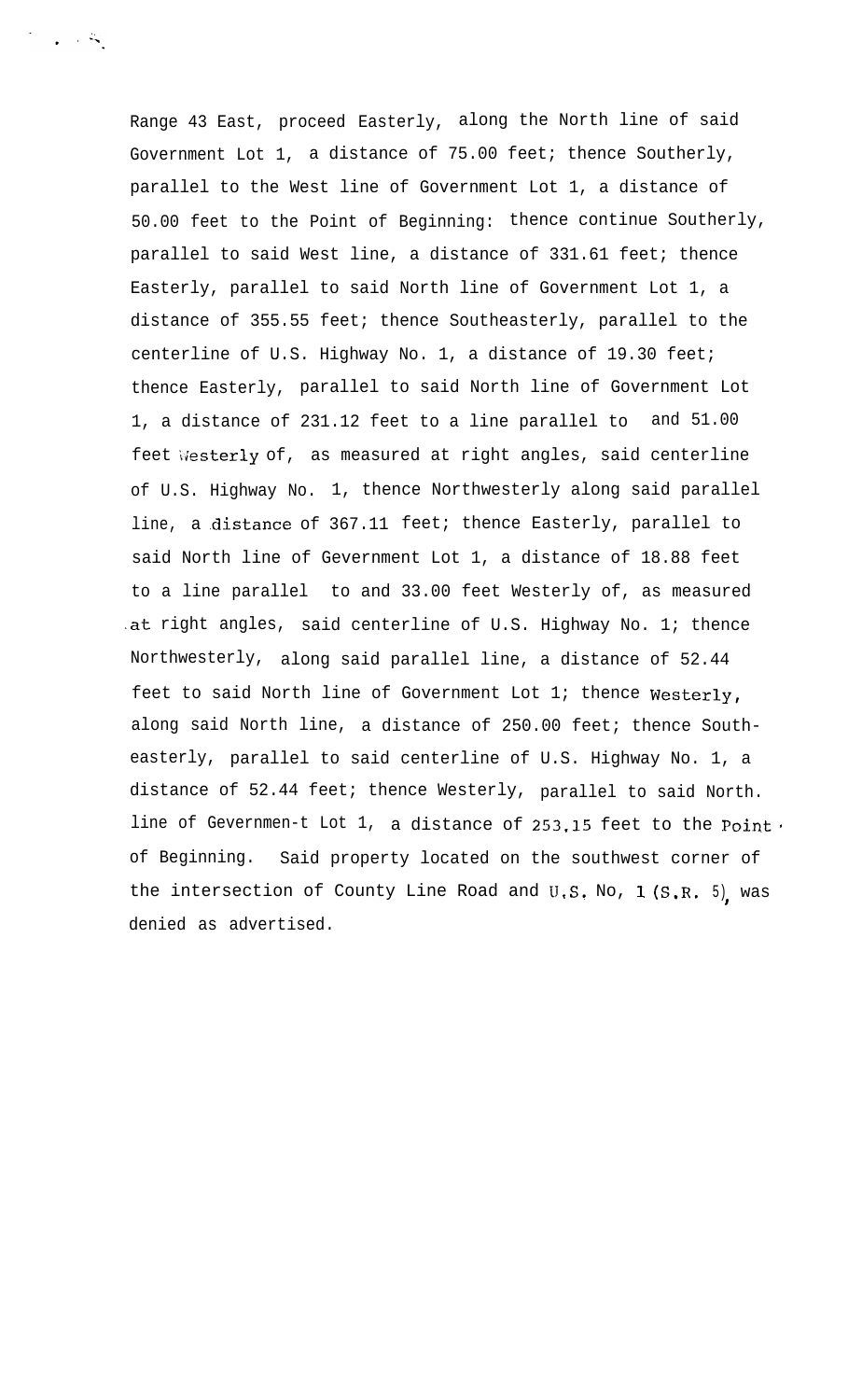Range 43 East, proceed Easterly, along the North line of said Government Lot 1, a distance of 75.00 feet; thence Southerly, parallel to the West line of Government Lot 1, a distance of 50.00 feet to the Point of Beginning: thence continue Southerly, parallel to said West line, a distance of 331.61 feet; thence Easterly, parallel to said North line of Government Lot 1, a distance of 355.55 feet; thence Southeasterly, parallel to the centerline of U.S. Highway No. 1, a distance of 19.30 feet; thence Easterly, parallel to said North line of Government Lot 1, a distance of 231.12 feet to a line parallel to and 51.00 feet Westerly of, as measured at right angles, said centerline of U.S. Highway No. 1, thence Northwesterly along said parallel line, a distance of 367.11 feet; thence Easterly, parallel to said North line of Gevernment Lot 1, a distance of 18.88 feet to a line parallel to and 33.00 feet Westerly of, as measured at right angles, said centerline of U.S. Highway No. 1; thence Northwesterly, along said parallel line, a distance of 52.44 feet to said North line of Government Lot 1; thence Westerly, along said North line, a distance of 250.00 feet; thence Southeasterly, parallel to said centerline of U.S. Highway No. 1, a distance of 52.44 feet; thence Westerly, parallel to said North. line of Gevernmen-t Lot 1, a distance of 253.15 feet to the Point of Beginning. Said property located on the southwest corner of the intersection of County Line Road and U.S. No, 1 (S.R. 5), was denied as advertised.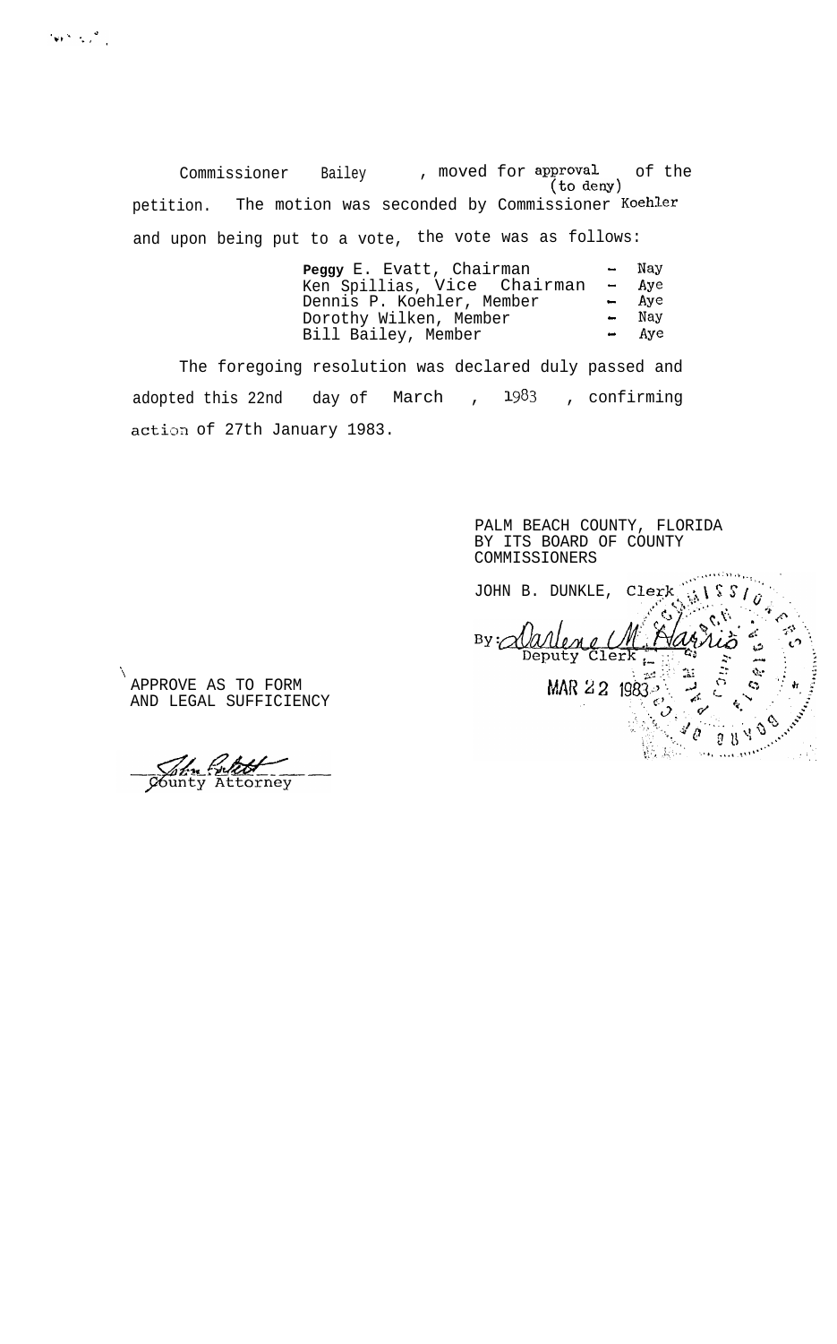Commissioner Bailey, moved for approval (to deny) of the petition. The motion was seconded by Commissioner Koehler and upon being put to a vote, the vote was as follows:

| | | |
|---|---|---|
| Peggy E. Evatt, Chairman | - | Nay |
| Ken Spillias, Vice Chairman | - | Aye |
| Dennis P. Koehler, Member | - | Aye |
| Dorothy Wilken, Member | - | Nay |
| Bill Bailey, Member | - | Aye |

The foregoing resolution was declared duly passed and adopted this 22nd day of March, 1983, confirming action of 27th January 1983.

PALM BEACH COUNTY, FLORIDA
BY ITS BOARD OF COUNTY
COMMISSIONERS

JOHN B. DUNKLE, Clerk

By: Darlene M. Harris
Deputy Clerk

MAR 22 1983

APPROVE AS TO FORM
AND LEGAL SUFFICIENCY

County Attorney